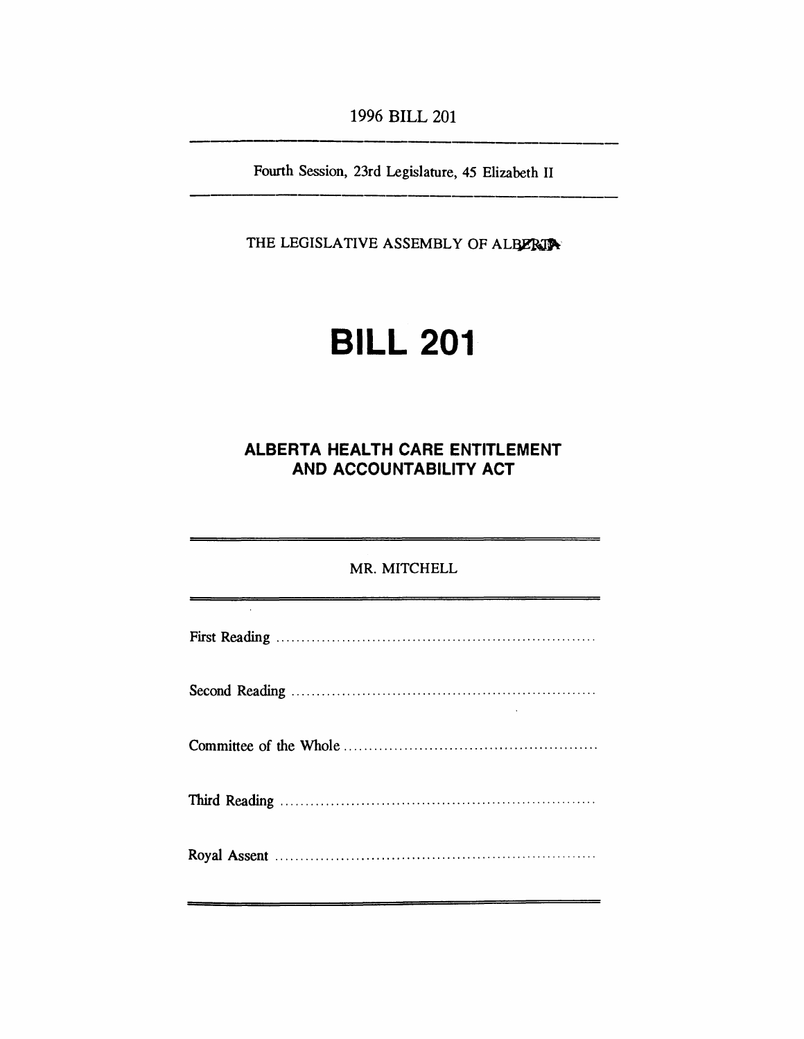1996 BILL 201

Fourth Session, 23rd Legislature, 45 Elizabeth II

THE LEGISLATIVE ASSEMBLY OF ALBERTA

# BILL 201

## ALBERTA HEALTH CARE ENTITLEMENT AND ACCOUNTABILITY ACT

MR. MITCHELL

First Reading ..........................................................

Second Reading ..........................................................

Committee of the Whole ..........................................................

Third Reading ..........................................................

Royal Assent ..........................................................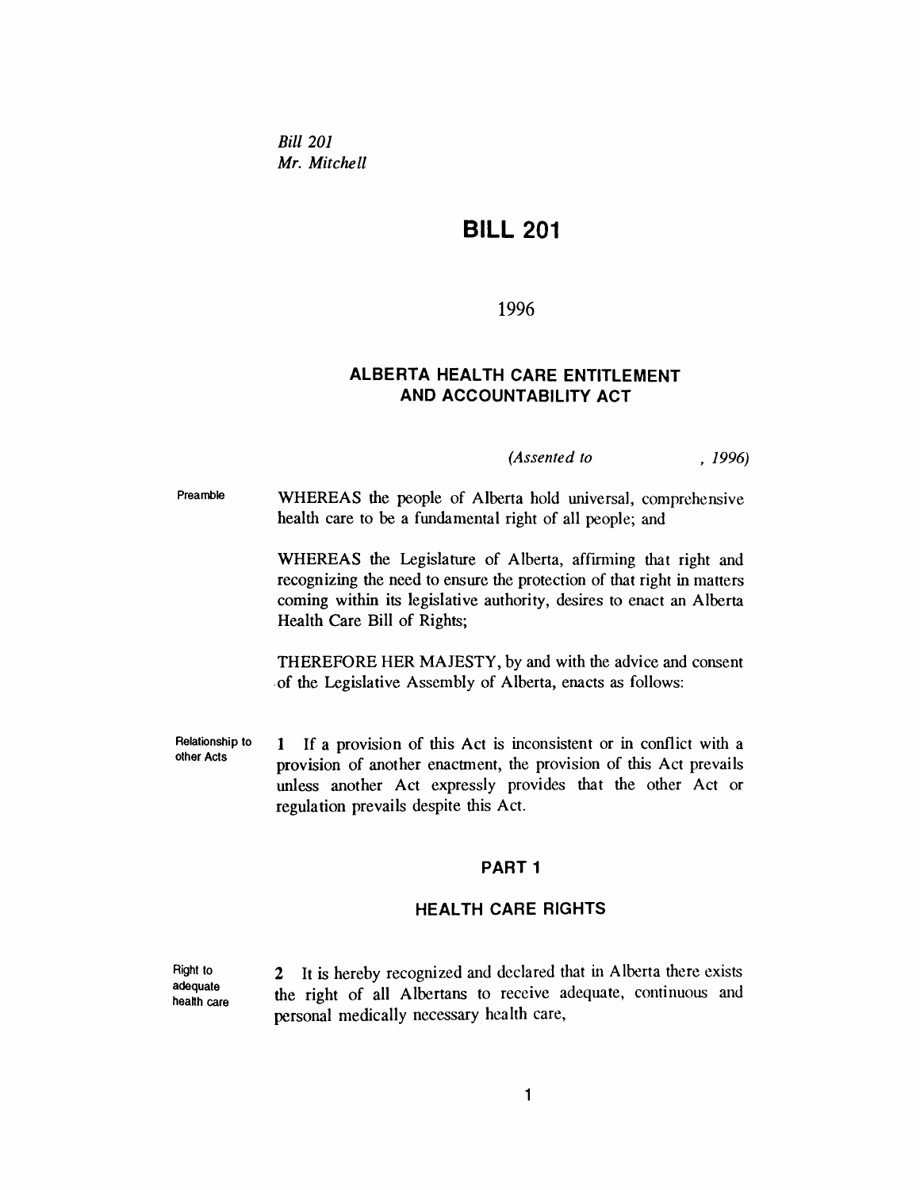*Bill 201*
*Mr. Mitchell*

# BILL 201

1996

## ALBERTA HEALTH CARE ENTITLEMENT AND ACCOUNTABILITY ACT

*(Assented to , 1996)*

Preamble

WHEREAS the people of Alberta hold universal, comprehensive health care to be a fundamental right of all people; and

WHEREAS the Legislature of Alberta, affirming that right and recognizing the need to ensure the protection of that right in matters coming within its legislative authority, desires to enact an Alberta Health Care Bill of Rights;

THEREFORE HER MAJESTY, by and with the advice and consent of the Legislative Assembly of Alberta, enacts as follows:

Relationship to other Acts

**1** If a provision of this Act is inconsistent or in conflict with a provision of another enactment, the provision of this Act prevails unless another Act expressly provides that the other Act or regulation prevails despite this Act.

## PART 1

## HEALTH CARE RIGHTS

Right to adequate health care

**2** It is hereby recognized and declared that in Alberta there exists the right of all Albertans to receive adequate, continuous and personal medically necessary health care,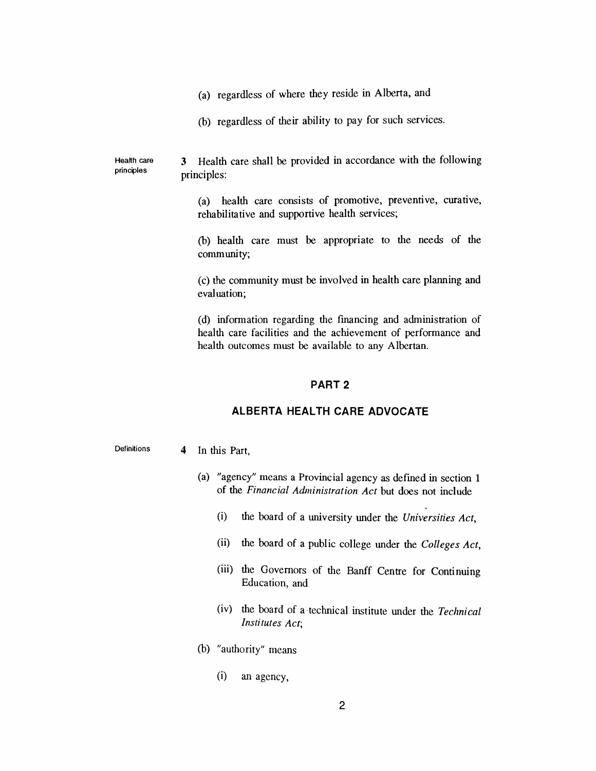(a) regardless of where they reside in Alberta, and

(b) regardless of their ability to pay for such services.

Health care principles

**3** Health care shall be provided in accordance with the following principles:

(a) health care consists of promotive, preventive, curative, rehabilitative and supportive health services;

(b) health care must be appropriate to the needs of the community;

(c) the community must be involved in health care planning and evaluation;

(d) information regarding the financing and administration of health care facilities and the achievement of performance and health outcomes must be available to any Albertan.

## PART 2

## ALBERTA HEALTH CARE ADVOCATE

Definitions

**4** In this Part,

(a) "agency" means a Provincial agency as defined in section 1 of the *Financial Administration Act* but does not include

(i) the board of a university under the *Universities Act*,

(ii) the board of a public college under the *Colleges Act*,

(iii) the Governors of the Banff Centre for Continuing Education, and

(iv) the board of a technical institute under the *Technical Institutes Act*;

(b) "authority" means

(i) an agency,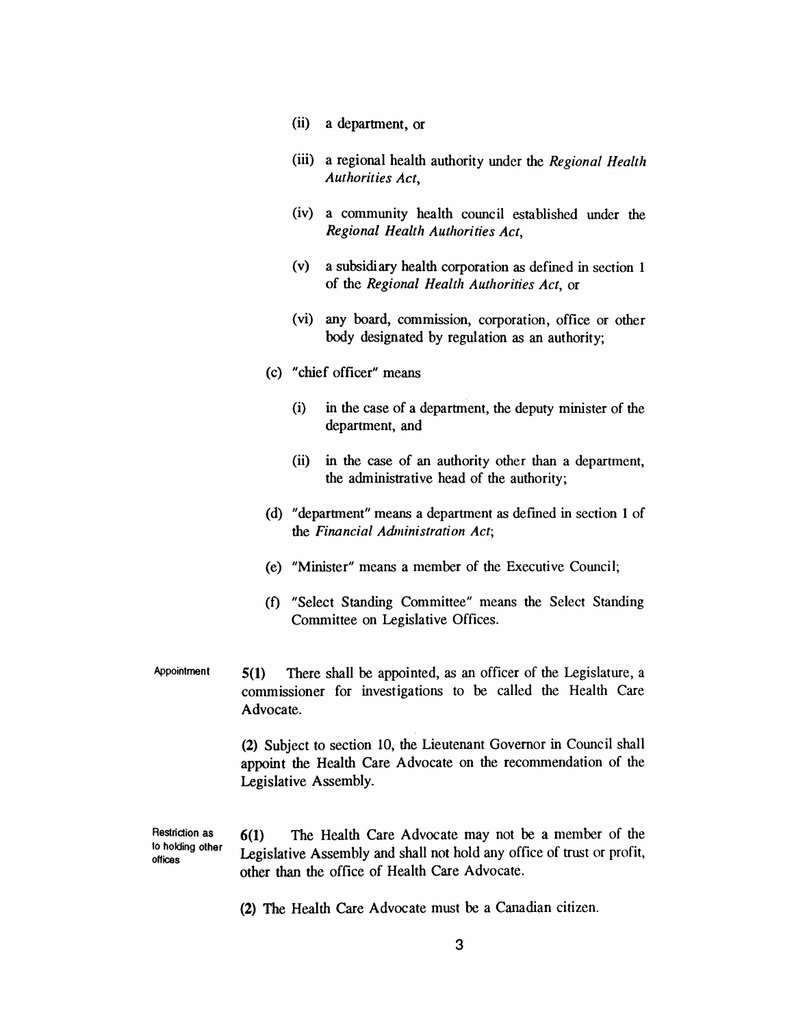(ii) a department, or

(iii) a regional health authority under the *Regional Health Authorities Act*,

(iv) a community health council established under the *Regional Health Authorities Act*,

(v) a subsidiary health corporation as defined in section 1 of the *Regional Health Authorities Act*, or

(vi) any board, commission, corporation, office or other body designated by regulation as an authority;

(c) "chief officer" means

(i) in the case of a department, the deputy minister of the department, and

(ii) in the case of an authority other than a department, the administrative head of the authority;

(d) "department" means a department as defined in section 1 of the *Financial Administration Act*;

(e) "Minister" means a member of the Executive Council;

(f) "Select Standing Committee" means the Select Standing Committee on Legislative Offices.

Appointment

**5(1)** There shall be appointed, as an officer of the Legislature, a commissioner for investigations to be called the Health Care Advocate.

**(2)** Subject to section 10, the Lieutenant Governor in Council shall appoint the Health Care Advocate on the recommendation of the Legislative Assembly.

Restriction as to holding other offices

**6(1)** The Health Care Advocate may not be a member of the Legislative Assembly and shall not hold any office of trust or profit, other than the office of Health Care Advocate.

**(2)** The Health Care Advocate must be a Canadian citizen.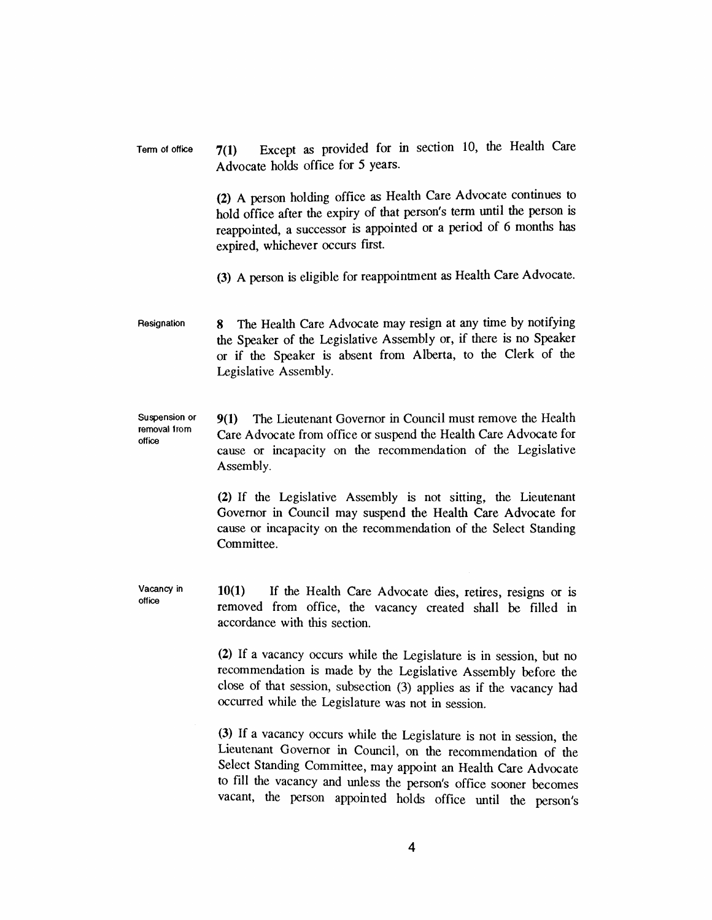**Term of office**

**7(1)** Except as provided for in section 10, the Health Care Advocate holds office for 5 years.

**(2)** A person holding office as Health Care Advocate continues to hold office after the expiry of that person's term until the person is reappointed, a successor is appointed or a period of 6 months has expired, whichever occurs first.

**(3)** A person is eligible for reappointment as Health Care Advocate.

**Resignation**

**8** The Health Care Advocate may resign at any time by notifying the Speaker of the Legislative Assembly or, if there is no Speaker or if the Speaker is absent from Alberta, to the Clerk of the Legislative Assembly.

**Suspension or removal from office**

**9(1)** The Lieutenant Governor in Council must remove the Health Care Advocate from office or suspend the Health Care Advocate for cause or incapacity on the recommendation of the Legislative Assembly.

**(2)** If the Legislative Assembly is not sitting, the Lieutenant Governor in Council may suspend the Health Care Advocate for cause or incapacity on the recommendation of the Select Standing Committee.

**Vacancy in office**

**10(1)** If the Health Care Advocate dies, retires, resigns or is removed from office, the vacancy created shall be filled in accordance with this section.

**(2)** If a vacancy occurs while the Legislature is in session, but no recommendation is made by the Legislative Assembly before the close of that session, subsection (3) applies as if the vacancy had occurred while the Legislature was not in session.

**(3)** If a vacancy occurs while the Legislature is not in session, the Lieutenant Governor in Council, on the recommendation of the Select Standing Committee, may appoint an Health Care Advocate to fill the vacancy and unless the person's office sooner becomes vacant, the person appointed holds office until the person's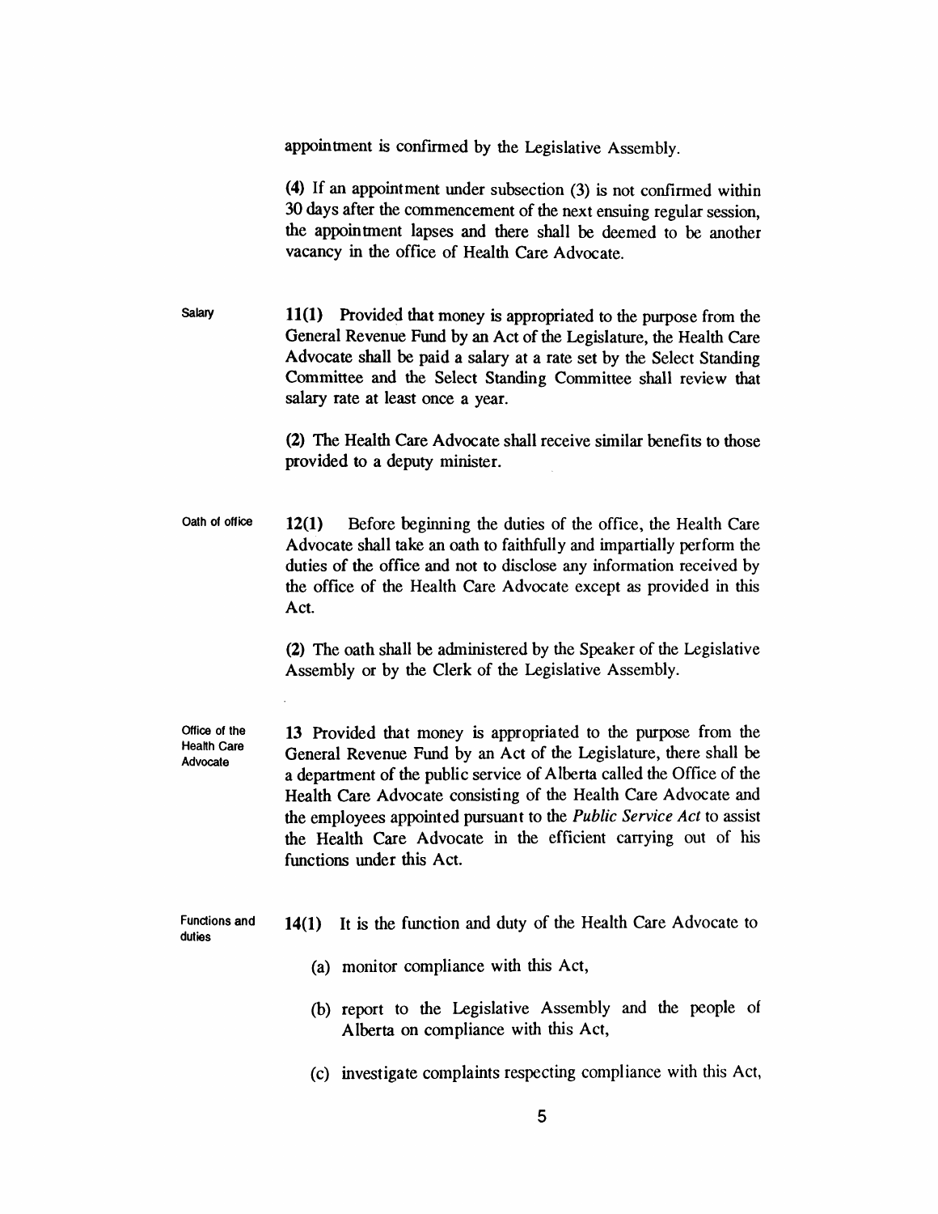appointment is confirmed by the Legislative Assembly.

(4) If an appointment under subsection (3) is not confirmed within 30 days after the commencement of the next ensuing regular session, the appointment lapses and there shall be deemed to be another vacancy in the office of Health Care Advocate.

Salary

**11(1)** Provided that money is appropriated to the purpose from the General Revenue Fund by an Act of the Legislature, the Health Care Advocate shall be paid a salary at a rate set by the Select Standing Committee and the Select Standing Committee shall review that salary rate at least once a year.

**(2)** The Health Care Advocate shall receive similar benefits to those provided to a deputy minister.

Oath of office

**12(1)** Before beginning the duties of the office, the Health Care Advocate shall take an oath to faithfully and impartially perform the duties of the office and not to disclose any information received by the office of the Health Care Advocate except as provided in this Act.

**(2)** The oath shall be administered by the Speaker of the Legislative Assembly or by the Clerk of the Legislative Assembly.

Office of the Health Care Advocate

**13** Provided that money is appropriated to the purpose from the General Revenue Fund by an Act of the Legislature, there shall be a department of the public service of Alberta called the Office of the Health Care Advocate consisting of the Health Care Advocate and the employees appointed pursuant to the *Public Service Act* to assist the Health Care Advocate in the efficient carrying out of his functions under this Act.

Functions and duties

**14(1)** It is the function and duty of the Health Care Advocate to

(a) monitor compliance with this Act,

(b) report to the Legislative Assembly and the people of Alberta on compliance with this Act,

(c) investigate complaints respecting compliance with this Act,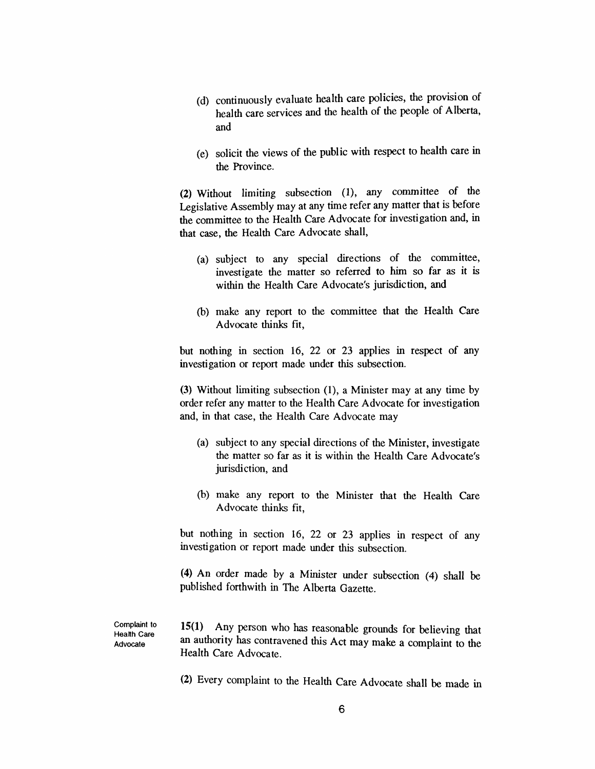(d) continuously evaluate health care policies, the provision of health care services and the health of the people of Alberta, and

(e) solicit the views of the public with respect to health care in the Province.

**(2)** Without limiting subsection (1), any committee of the Legislative Assembly may at any time refer any matter that is before the committee to the Health Care Advocate for investigation and, in that case, the Health Care Advocate shall,

(a) subject to any special directions of the committee, investigate the matter so referred to him so far as it is within the Health Care Advocate's jurisdiction, and

(b) make any report to the committee that the Health Care Advocate thinks fit,

but nothing in section 16, 22 or 23 applies in respect of any investigation or report made under this subsection.

**(3)** Without limiting subsection (1), a Minister may at any time by order refer any matter to the Health Care Advocate for investigation and, in that case, the Health Care Advocate may

(a) subject to any special directions of the Minister, investigate the matter so far as it is within the Health Care Advocate's jurisdiction, and

(b) make any report to the Minister that the Health Care Advocate thinks fit,

but nothing in section 16, 22 or 23 applies in respect of any investigation or report made under this subsection.

**(4)** An order made by a Minister under subsection (4) shall be published forthwith in The Alberta Gazette.

Complaint to Health Care Advocate

**15(1)** Any person who has reasonable grounds for believing that an authority has contravened this Act may make a complaint to the Health Care Advocate.

**(2)** Every complaint to the Health Care Advocate shall be made in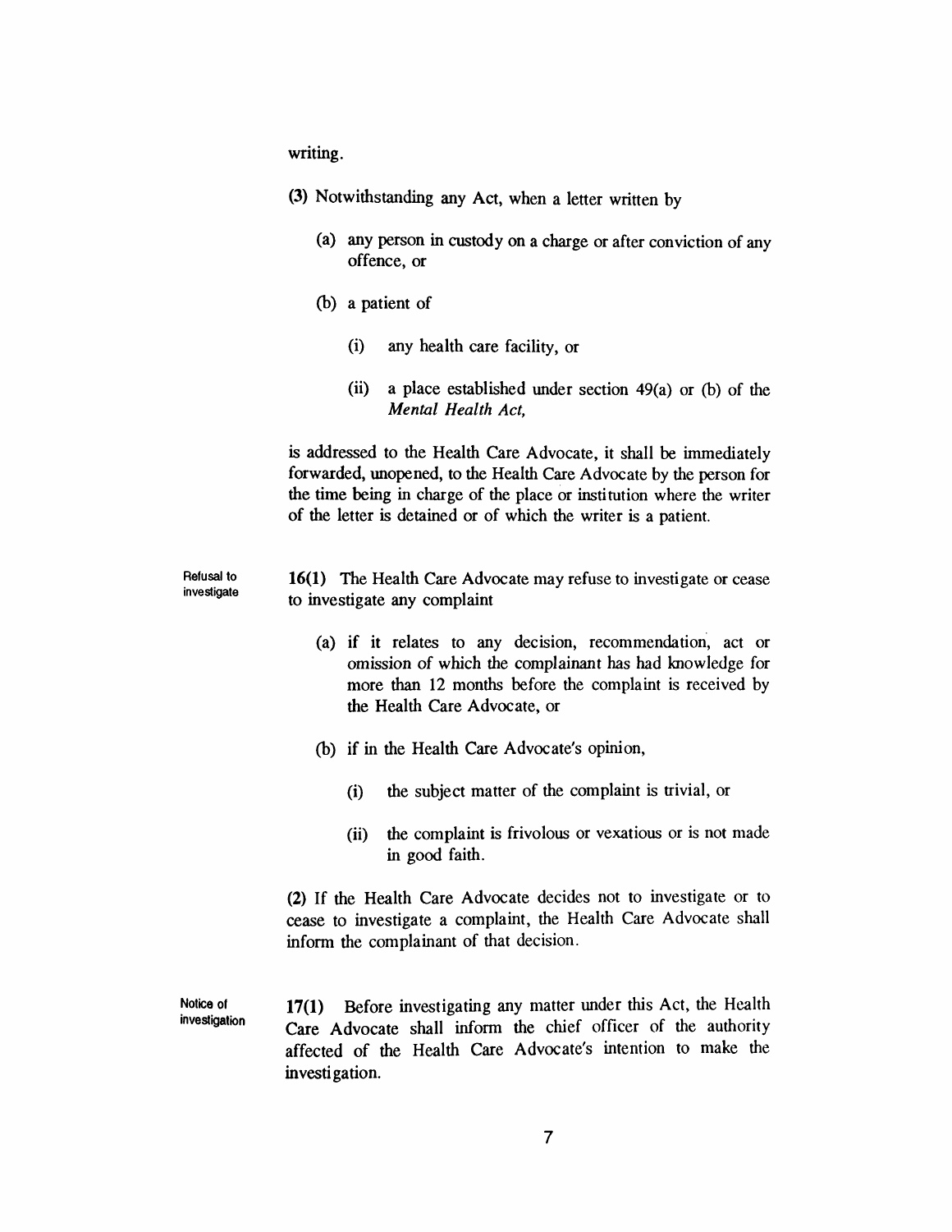writing.

(3) Notwithstanding any Act, when a letter written by

(a) any person in custody on a charge or after conviction of any offence, or

(b) a patient of

(i) any health care facility, or

(ii) a place established under section 49(a) or (b) of the *Mental Health Act*,

is addressed to the Health Care Advocate, it shall be immediately forwarded, unopened, to the Health Care Advocate by the person for the time being in charge of the place or institution where the writer of the letter is detained or of which the writer is a patient.

**Refusal to investigate**

**16(1)** The Health Care Advocate may refuse to investigate or cease to investigate any complaint

(a) if it relates to any decision, recommendation, act or omission of which the complainant has had knowledge for more than 12 months before the complaint is received by the Health Care Advocate, or

(b) if in the Health Care Advocate's opinion,

(i) the subject matter of the complaint is trivial, or

(ii) the complaint is frivolous or vexatious or is not made in good faith.

**(2)** If the Health Care Advocate decides not to investigate or to cease to investigate a complaint, the Health Care Advocate shall inform the complainant of that decision.

**Notice of investigation**

**17(1)** Before investigating any matter under this Act, the Health Care Advocate shall inform the chief officer of the authority affected of the Health Care Advocate's intention to make the investigation.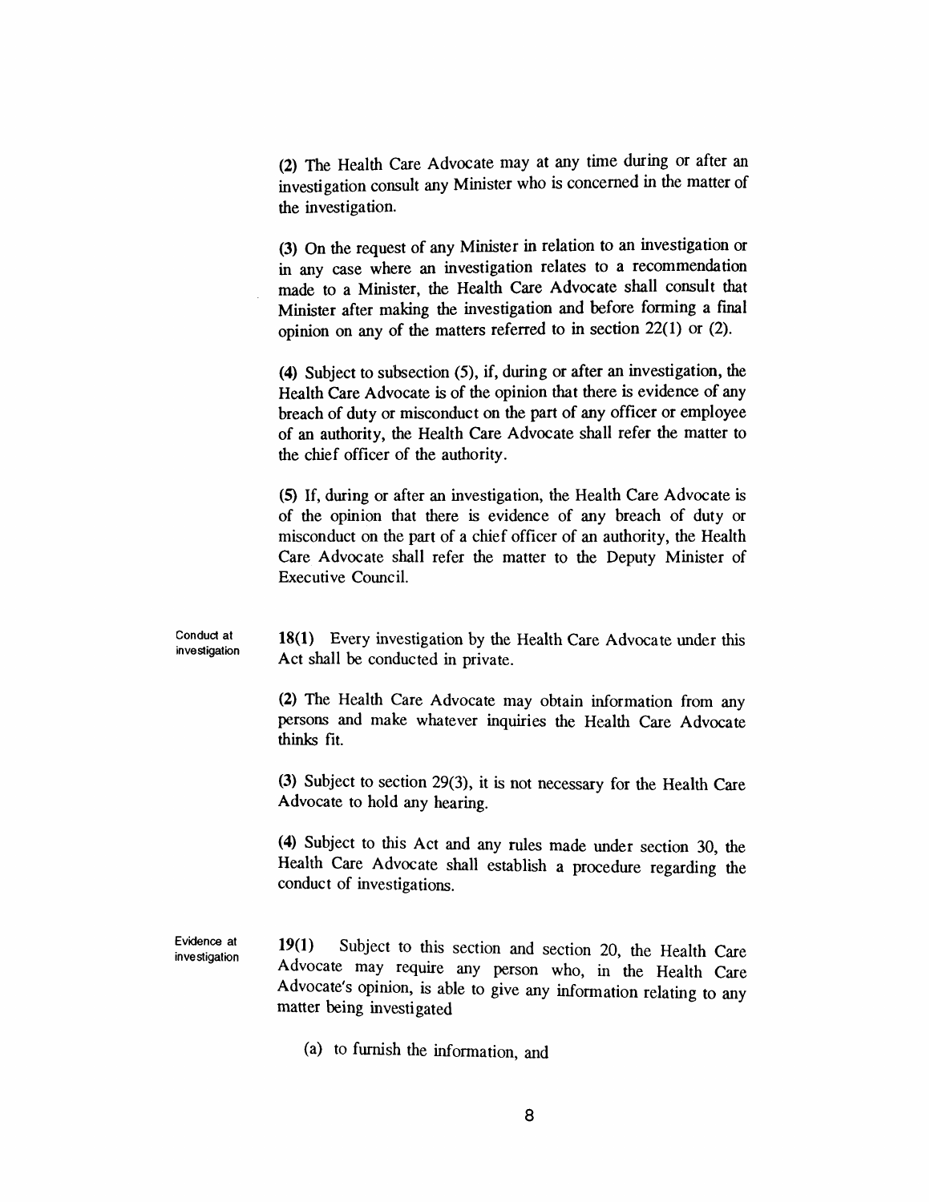(2) The Health Care Advocate may at any time during or after an investigation consult any Minister who is concerned in the matter of the investigation.

(3) On the request of any Minister in relation to an investigation or in any case where an investigation relates to a recommendation made to a Minister, the Health Care Advocate shall consult that Minister after making the investigation and before forming a final opinion on any of the matters referred to in section 22(1) or (2).

(4) Subject to subsection (5), if, during or after an investigation, the Health Care Advocate is of the opinion that there is evidence of any breach of duty or misconduct on the part of any officer or employee of an authority, the Health Care Advocate shall refer the matter to the chief officer of the authority.

(5) If, during or after an investigation, the Health Care Advocate is of the opinion that there is evidence of any breach of duty or misconduct on the part of a chief officer of an authority, the Health Care Advocate shall refer the matter to the Deputy Minister of Executive Council.

*Conduct at investigation*

**18(1)** Every investigation by the Health Care Advocate under this Act shall be conducted in private.

(2) The Health Care Advocate may obtain information from any persons and make whatever inquiries the Health Care Advocate thinks fit.

(3) Subject to section 29(3), it is not necessary for the Health Care Advocate to hold any hearing.

(4) Subject to this Act and any rules made under section 30, the Health Care Advocate shall establish a procedure regarding the conduct of investigations.

*Evidence at investigation*

**19(1)** Subject to this section and section 20, the Health Care Advocate may require any person who, in the Health Care Advocate's opinion, is able to give any information relating to any matter being investigated

(a) to furnish the information, and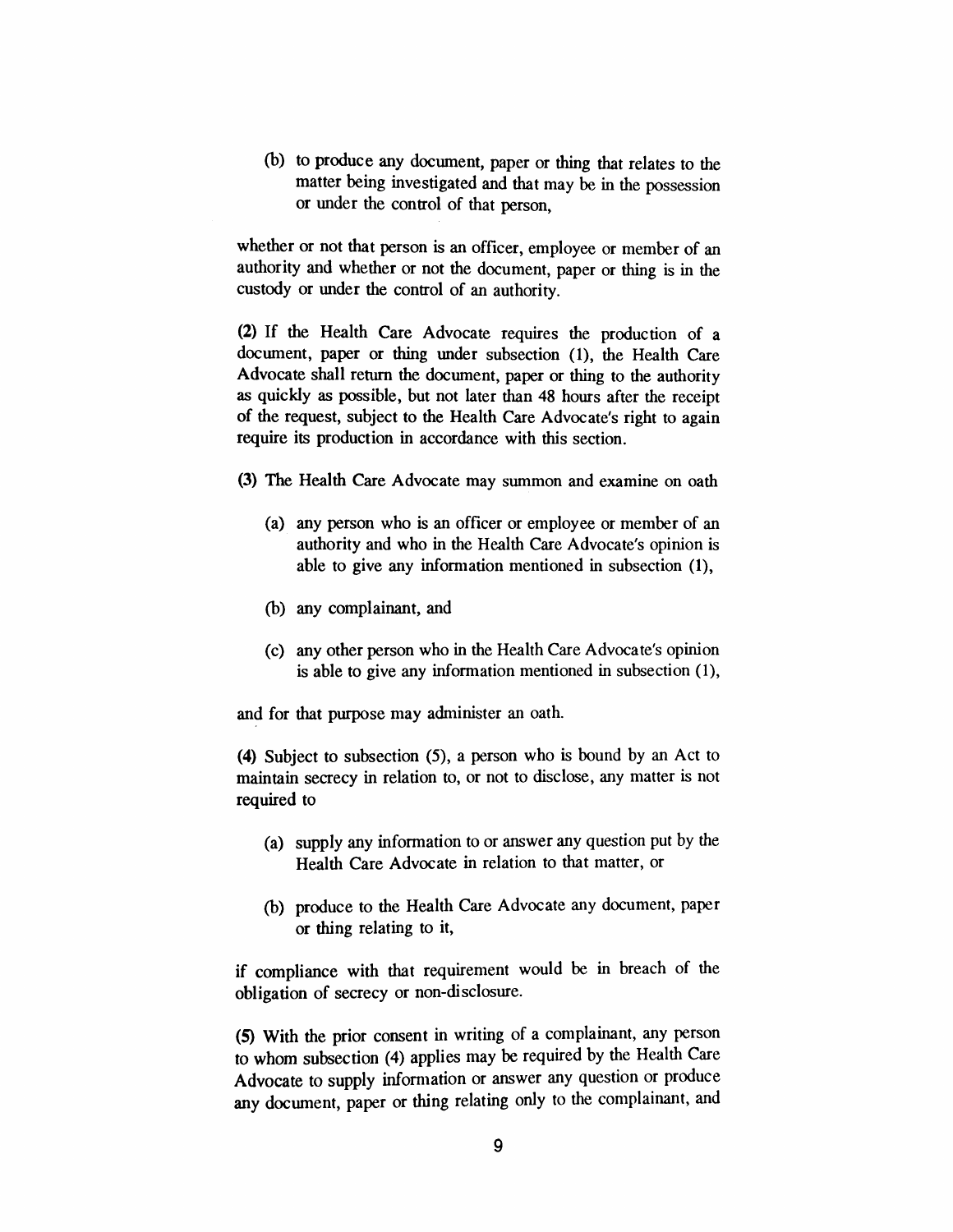(b) to produce any document, paper or thing that relates to the matter being investigated and that may be in the possession or under the control of that person,

whether or not that person is an officer, employee or member of an authority and whether or not the document, paper or thing is in the custody or under the control of an authority.

**(2)** If the Health Care Advocate requires the production of a document, paper or thing under subsection (1), the Health Care Advocate shall return the document, paper or thing to the authority as quickly as possible, but not later than 48 hours after the receipt of the request, subject to the Health Care Advocate's right to again require its production in accordance with this section.

**(3)** The Health Care Advocate may summon and examine on oath

(a) any person who is an officer or employee or member of an authority and who in the Health Care Advocate's opinion is able to give any information mentioned in subsection (1),

(b) any complainant, and

(c) any other person who in the Health Care Advocate's opinion is able to give any information mentioned in subsection (1),

and for that purpose may administer an oath.

**(4)** Subject to subsection (5), a person who is bound by an Act to maintain secrecy in relation to, or not to disclose, any matter is not required to

(a) supply any information to or answer any question put by the Health Care Advocate in relation to that matter, or

(b) produce to the Health Care Advocate any document, paper or thing relating to it,

if compliance with that requirement would be in breach of the obligation of secrecy or non-disclosure.

**(5)** With the prior consent in writing of a complainant, any person to whom subsection (4) applies may be required by the Health Care Advocate to supply information or answer any question or produce any document, paper or thing relating only to the complainant, and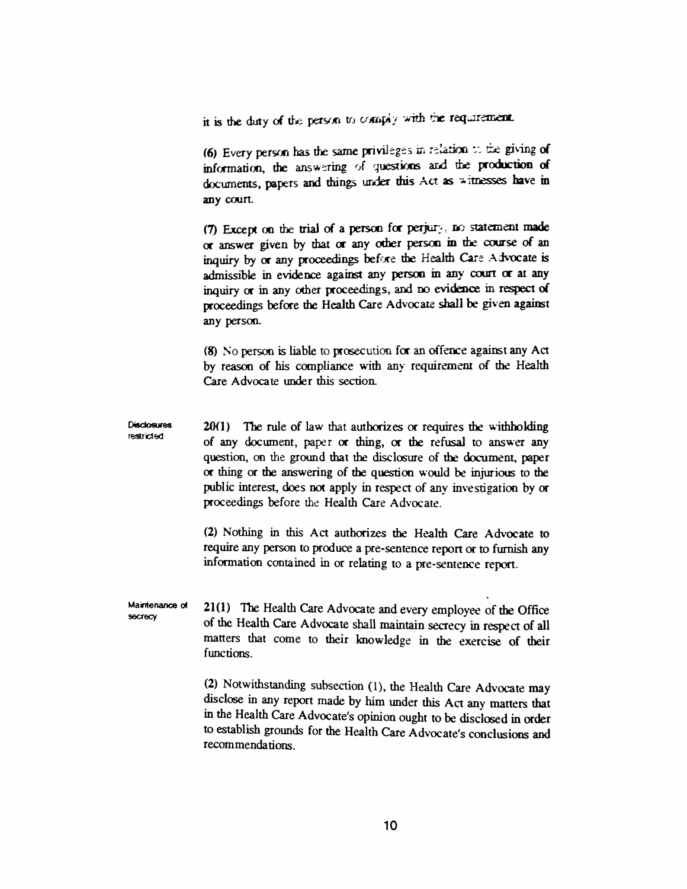it is the duty of the person to comply with the requirement.

(6) Every person has the same privileges in relation to the giving of information, the answering of questions and the production of documents, papers and things under this Act as witnesses have in any court.

(7) Except on the trial of a person for perjury, no statement made or answer given by that or any other person in the course of an inquiry by or any proceedings before the Health Care Advocate is admissible in evidence against any person in any court or at any inquiry or in any other proceedings, and no evidence in respect of proceedings before the Health Care Advocate shall be given against any person.

(8) No person is liable to prosecution for an offence against any Act by reason of his compliance with any requirement of the Health Care Advocate under this section.

**Disclosures restricted**

20(1) The rule of law that authorizes or requires the withholding of any document, paper or thing, or the refusal to answer any question, on the ground that the disclosure of the document, paper or thing or the answering of the question would be injurious to the public interest, does not apply in respect of any investigation by or proceedings before the Health Care Advocate.

(2) Nothing in this Act authorizes the Health Care Advocate to require any person to produce a pre-sentence report or to furnish any information contained in or relating to a pre-sentence report.

**Maintenance of secrecy**

21(1) The Health Care Advocate and every employee of the Office of the Health Care Advocate shall maintain secrecy in respect of all matters that come to their knowledge in the exercise of their functions.

(2) Notwithstanding subsection (1), the Health Care Advocate may disclose in any report made by him under this Act any matters that in the Health Care Advocate's opinion ought to be disclosed in order to establish grounds for the Health Care Advocate's conclusions and recommendations.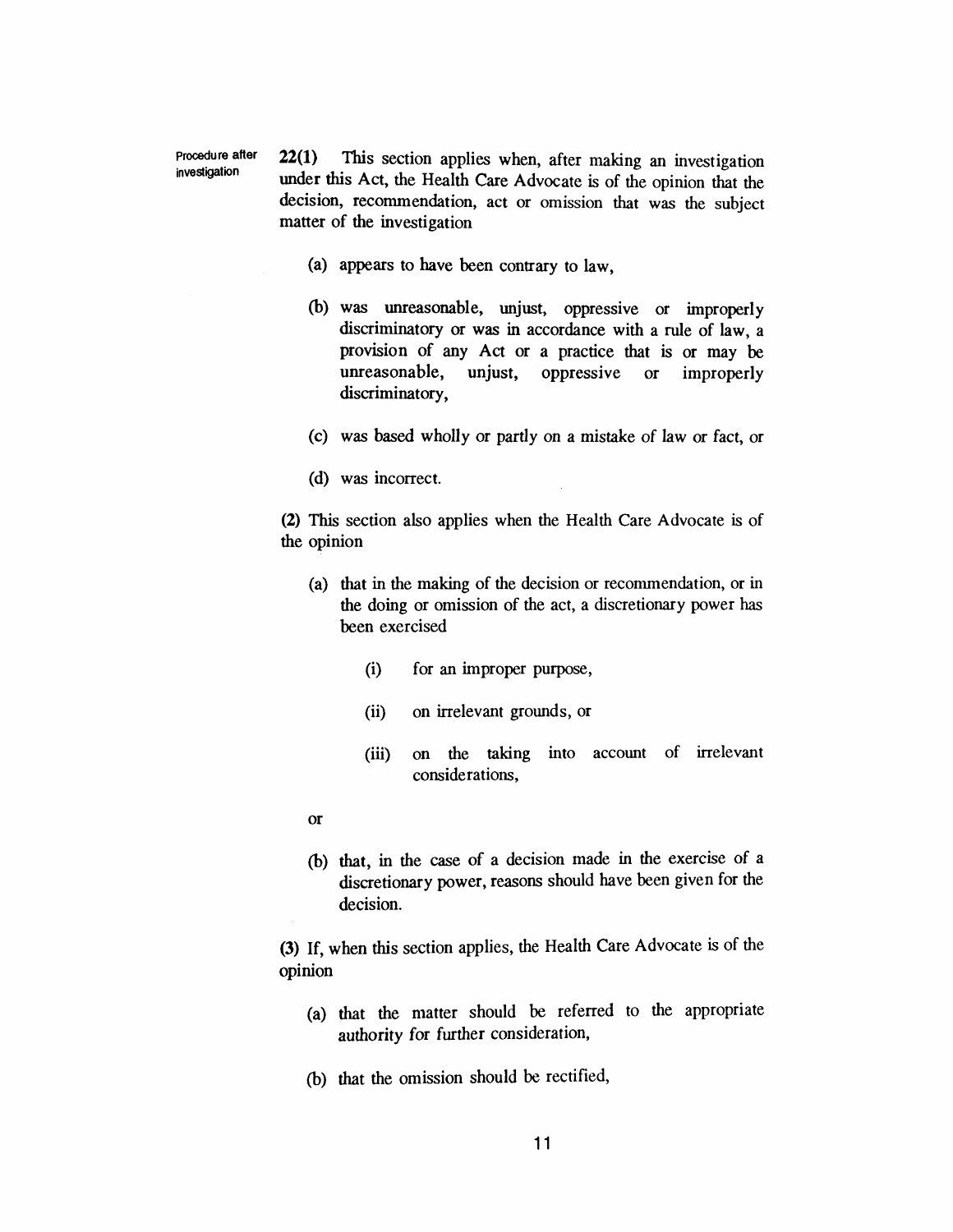Procedure after investigation

**22(1)** This section applies when, after making an investigation under this Act, the Health Care Advocate is of the opinion that the decision, recommendation, act or omission that was the subject matter of the investigation

(a) appears to have been contrary to law,

(b) was unreasonable, unjust, oppressive or improperly discriminatory or was in accordance with a rule of law, a provision of any Act or a practice that is or may be unreasonable, unjust, oppressive or improperly discriminatory,

(c) was based wholly or partly on a mistake of law or fact, or

(d) was incorrect.

**(2)** This section also applies when the Health Care Advocate is of the opinion

(a) that in the making of the decision or recommendation, or in the doing or omission of the act, a discretionary power has been exercised

(i) for an improper purpose,

(ii) on irrelevant grounds, or

(iii) on the taking into account of irrelevant considerations,

or

(b) that, in the case of a decision made in the exercise of a discretionary power, reasons should have been given for the decision.

**(3)** If, when this section applies, the Health Care Advocate is of the opinion

(a) that the matter should be referred to the appropriate authority for further consideration,

(b) that the omission should be rectified,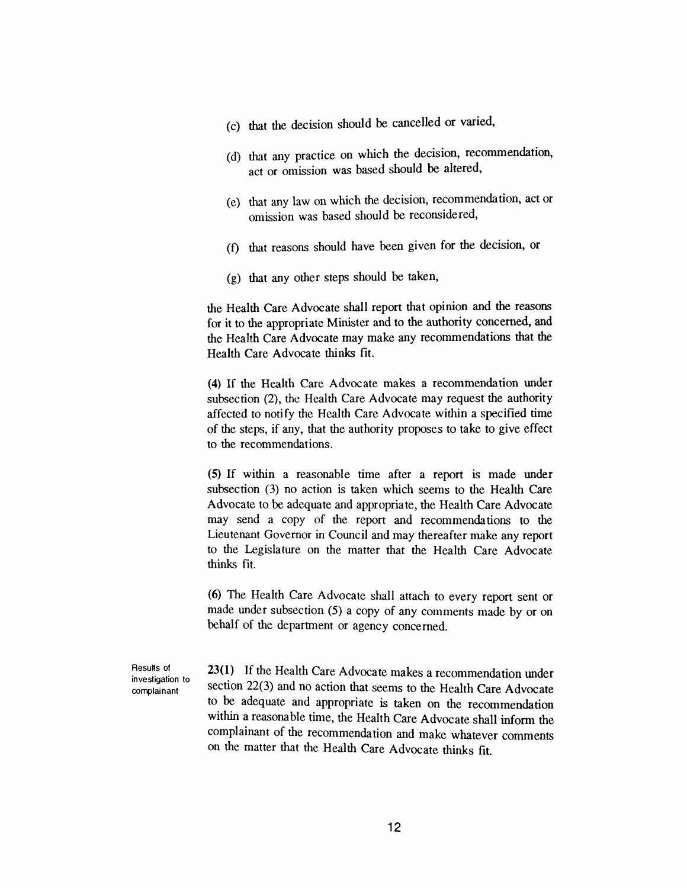(c) that the decision should be cancelled or varied,

(d) that any practice on which the decision, recommendation, act or omission was based should be altered,

(e) that any law on which the decision, recommendation, act or omission was based should be reconsidered,

(f) that reasons should have been given for the decision, or

(g) that any other steps should be taken,

the Health Care Advocate shall report that opinion and the reasons for it to the appropriate Minister and to the authority concerned, and the Health Care Advocate may make any recommendations that the Health Care Advocate thinks fit.

(4) If the Health Care Advocate makes a recommendation under subsection (2), the Health Care Advocate may request the authority affected to notify the Health Care Advocate within a specified time of the steps, if any, that the authority proposes to take to give effect to the recommendations.

(5) If within a reasonable time after a report is made under subsection (3) no action is taken which seems to the Health Care Advocate to be adequate and appropriate, the Health Care Advocate may send a copy of the report and recommendations to the Lieutenant Governor in Council and may thereafter make any report to the Legislature on the matter that the Health Care Advocate thinks fit.

(6) The Health Care Advocate shall attach to every report sent or made under subsection (5) a copy of any comments made by or on behalf of the department or agency concerned.

Results of investigation to complainant

**23(1)** If the Health Care Advocate makes a recommendation under section 22(3) and no action that seems to the Health Care Advocate to be adequate and appropriate is taken on the recommendation within a reasonable time, the Health Care Advocate shall inform the complainant of the recommendation and make whatever comments on the matter that the Health Care Advocate thinks fit.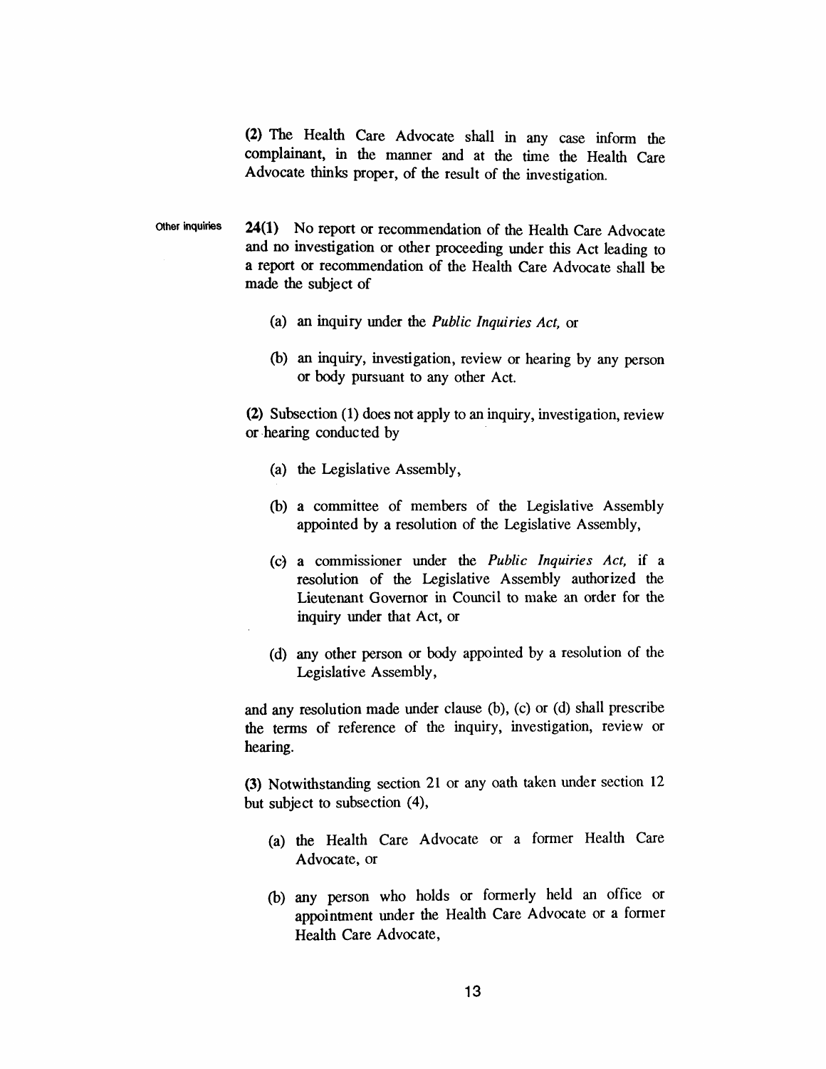**(2)** The Health Care Advocate shall in any case inform the complainant, in the manner and at the time the Health Care Advocate thinks proper, of the result of the investigation.

Other inquiries

**24(1)** No report or recommendation of the Health Care Advocate and no investigation or other proceeding under this Act leading to a report or recommendation of the Health Care Advocate shall be made the subject of

(a) an inquiry under the *Public Inquiries Act,* or

(b) an inquiry, investigation, review or hearing by any person or body pursuant to any other Act.

**(2)** Subsection (1) does not apply to an inquiry, investigation, review or hearing conducted by

(a) the Legislative Assembly,

(b) a committee of members of the Legislative Assembly appointed by a resolution of the Legislative Assembly,

(c) a commissioner under the *Public Inquiries Act,* if a resolution of the Legislative Assembly authorized the Lieutenant Governor in Council to make an order for the inquiry under that Act, or

(d) any other person or body appointed by a resolution of the Legislative Assembly,

and any resolution made under clause (b), (c) or (d) shall prescribe the terms of reference of the inquiry, investigation, review or hearing.

**(3)** Notwithstanding section 21 or any oath taken under section 12 but subject to subsection (4),

(a) the Health Care Advocate or a former Health Care Advocate, or

(b) any person who holds or formerly held an office or appointment under the Health Care Advocate or a former Health Care Advocate,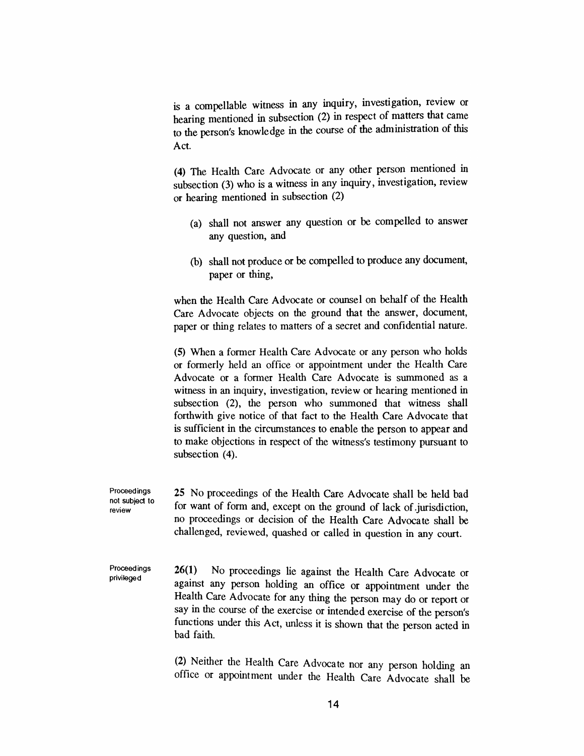is a compellable witness in any inquiry, investigation, review or hearing mentioned in subsection (2) in respect of matters that came to the person's knowledge in the course of the administration of this Act.

(4) The Health Care Advocate or any other person mentioned in subsection (3) who is a witness in any inquiry, investigation, review or hearing mentioned in subsection (2)

- (a) shall not answer any question or be compelled to answer any question, and
- (b) shall not produce or be compelled to produce any document, paper or thing,

when the Health Care Advocate or counsel on behalf of the Health Care Advocate objects on the ground that the answer, document, paper or thing relates to matters of a secret and confidential nature.

(5) When a former Health Care Advocate or any person who holds or formerly held an office or appointment under the Health Care Advocate or a former Health Care Advocate is summoned as a witness in an inquiry, investigation, review or hearing mentioned in subsection (2), the person who summoned that witness shall forthwith give notice of that fact to the Health Care Advocate that is sufficient in the circumstances to enable the person to appear and to make objections in respect of the witness's testimony pursuant to subsection (4).

Proceedings not subject to review

**25** No proceedings of the Health Care Advocate shall be held bad for want of form and, except on the ground of lack of jurisdiction, no proceedings or decision of the Health Care Advocate shall be challenged, reviewed, quashed or called in question in any court.

Proceedings privileged

**26(1)** No proceedings lie against the Health Care Advocate or against any person holding an office or appointment under the Health Care Advocate for any thing the person may do or report or say in the course of the exercise or intended exercise of the person's functions under this Act, unless it is shown that the person acted in bad faith.

(2) Neither the Health Care Advocate nor any person holding an office or appointment under the Health Care Advocate shall be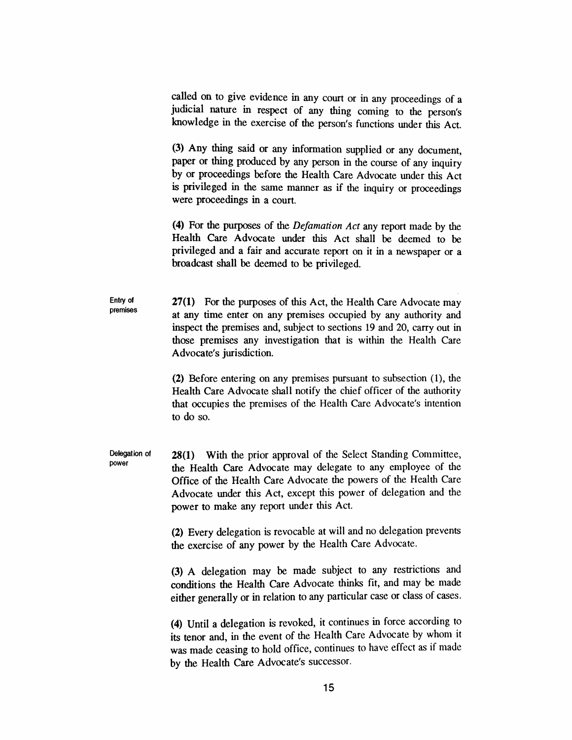called on to give evidence in any court or in any proceedings of a judicial nature in respect of any thing coming to the person's knowledge in the exercise of the person's functions under this Act.

(3) Any thing said or any information supplied or any document, paper or thing produced by any person in the course of any inquiry by or proceedings before the Health Care Advocate under this Act is privileged in the same manner as if the inquiry or proceedings were proceedings in a court.

(4) For the purposes of the *Defamation Act* any report made by the Health Care Advocate under this Act shall be deemed to be privileged and a fair and accurate report on it in a newspaper or a broadcast shall be deemed to be privileged.

Entry of premises

**27(1)** For the purposes of this Act, the Health Care Advocate may at any time enter on any premises occupied by any authority and inspect the premises and, subject to sections 19 and 20, carry out in those premises any investigation that is within the Health Care Advocate's jurisdiction.

(2) Before entering on any premises pursuant to subsection (1), the Health Care Advocate shall notify the chief officer of the authority that occupies the premises of the Health Care Advocate's intention to do so.

Delegation of power

**28(1)** With the prior approval of the Select Standing Committee, the Health Care Advocate may delegate to any employee of the Office of the Health Care Advocate the powers of the Health Care Advocate under this Act, except this power of delegation and the power to make any report under this Act.

(2) Every delegation is revocable at will and no delegation prevents the exercise of any power by the Health Care Advocate.

(3) A delegation may be made subject to any restrictions and conditions the Health Care Advocate thinks fit, and may be made either generally or in relation to any particular case or class of cases.

(4) Until a delegation is revoked, it continues in force according to its tenor and, in the event of the Health Care Advocate by whom it was made ceasing to hold office, continues to have effect as if made by the Health Care Advocate's successor.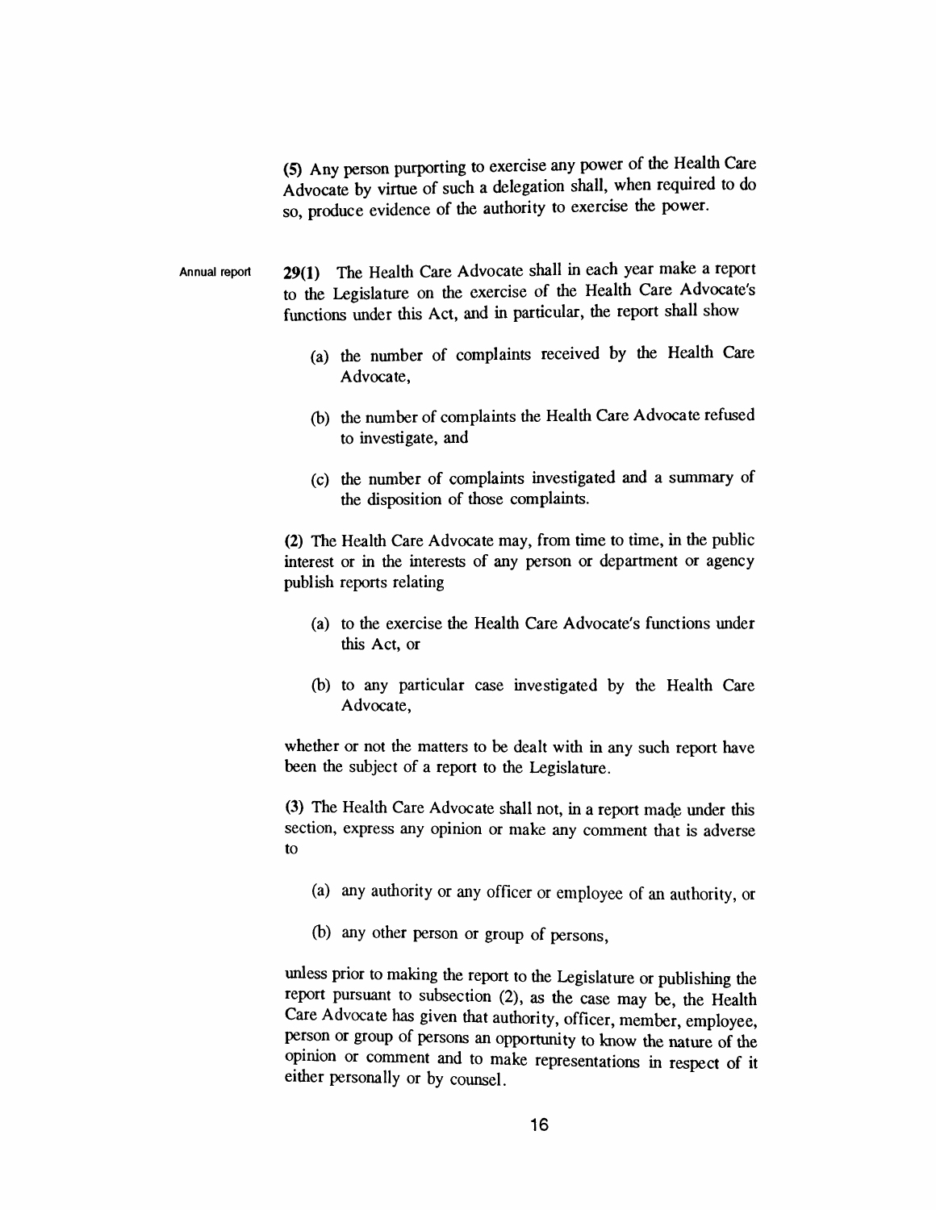(5) Any person purporting to exercise any power of the Health Care Advocate by virtue of such a delegation shall, when required to do so, produce evidence of the authority to exercise the power.

Annual report

**29(1)** The Health Care Advocate shall in each year make a report to the Legislature on the exercise of the Health Care Advocate's functions under this Act, and in particular, the report shall show

(a) the number of complaints received by the Health Care Advocate,

(b) the number of complaints the Health Care Advocate refused to investigate, and

(c) the number of complaints investigated and a summary of the disposition of those complaints.

(2) The Health Care Advocate may, from time to time, in the public interest or in the interests of any person or department or agency publish reports relating

(a) to the exercise the Health Care Advocate's functions under this Act, or

(b) to any particular case investigated by the Health Care Advocate,

whether or not the matters to be dealt with in any such report have been the subject of a report to the Legislature.

(3) The Health Care Advocate shall not, in a report made under this section, express any opinion or make any comment that is adverse to

(a) any authority or any officer or employee of an authority, or

(b) any other person or group of persons,

unless prior to making the report to the Legislature or publishing the report pursuant to subsection (2), as the case may be, the Health Care Advocate has given that authority, officer, member, employee, person or group of persons an opportunity to know the nature of the opinion or comment and to make representations in respect of it either personally or by counsel.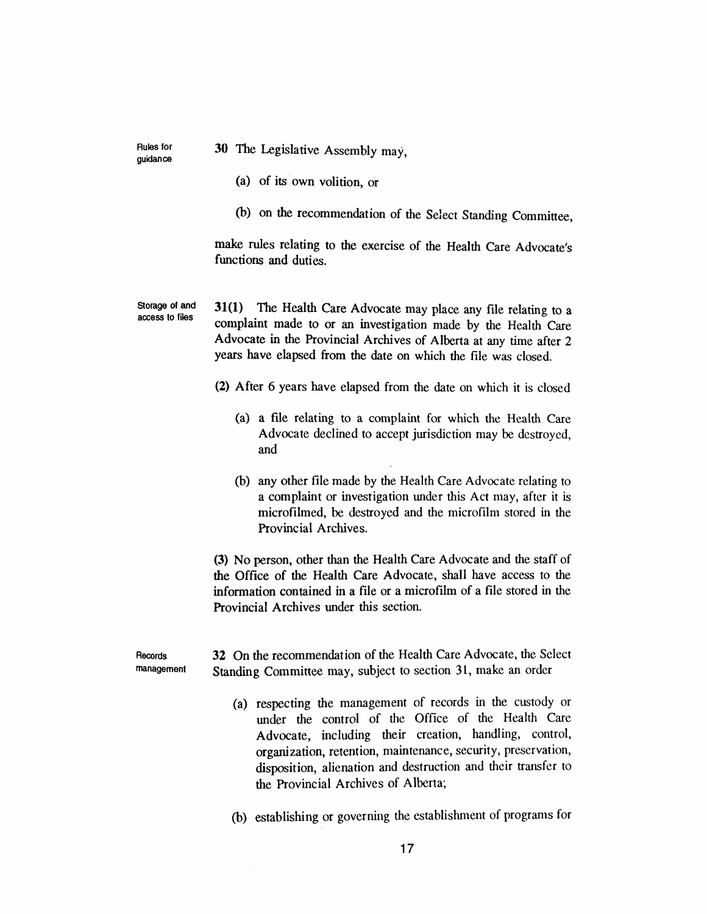**Rules for guidance**

**30** The Legislative Assembly may,

(a) of its own volition, or

(b) on the recommendation of the Select Standing Committee,

make rules relating to the exercise of the Health Care Advocate's functions and duties.

**Storage of and access to files**

**31(1)** The Health Care Advocate may place any file relating to a complaint made to or an investigation made by the Health Care Advocate in the Provincial Archives of Alberta at any time after 2 years have elapsed from the date on which the file was closed.

**(2)** After 6 years have elapsed from the date on which it is closed

(a) a file relating to a complaint for which the Health Care Advocate declined to accept jurisdiction may be destroyed, and

(b) any other file made by the Health Care Advocate relating to a complaint or investigation under this Act may, after it is microfilmed, be destroyed and the microfilm stored in the Provincial Archives.

**(3)** No person, other than the Health Care Advocate and the staff of the Office of the Health Care Advocate, shall have access to the information contained in a file or a microfilm of a file stored in the Provincial Archives under this section.

**Records management**

**32** On the recommendation of the Health Care Advocate, the Select Standing Committee may, subject to section 31, make an order

(a) respecting the management of records in the custody or under the control of the Office of the Health Care Advocate, including their creation, handling, control, organization, retention, maintenance, security, preservation, disposition, alienation and destruction and their transfer to the Provincial Archives of Alberta;

(b) establishing or governing the establishment of programs for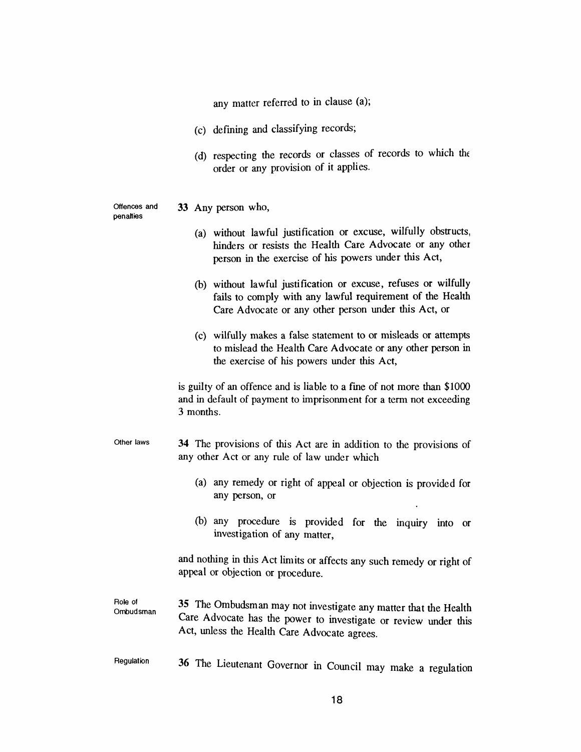any matter referred to in clause (a);

(c) defining and classifying records;

(d) respecting the records or classes of records to which the order or any provision of it applies.

Offences and penalties

**33** Any person who,

(a) without lawful justification or excuse, wilfully obstructs, hinders or resists the Health Care Advocate or any other person in the exercise of his powers under this Act,

(b) without lawful justification or excuse, refuses or wilfully fails to comply with any lawful requirement of the Health Care Advocate or any other person under this Act, or

(c) wilfully makes a false statement to or misleads or attempts to mislead the Health Care Advocate or any other person in the exercise of his powers under this Act,

is guilty of an offence and is liable to a fine of not more than $1000 and in default of payment to imprisonment for a term not exceeding 3 months.

Other laws

**34** The provisions of this Act are in addition to the provisions of any other Act or any rule of law under which

(a) any remedy or right of appeal or objection is provided for any person, or

(b) any procedure is provided for the inquiry into or investigation of any matter,

and nothing in this Act limits or affects any such remedy or right of appeal or objection or procedure.

Role of Ombudsman

**35** The Ombudsman may not investigate any matter that the Health Care Advocate has the power to investigate or review under this Act, unless the Health Care Advocate agrees.

Regulation

**36** The Lieutenant Governor in Council may make a regulation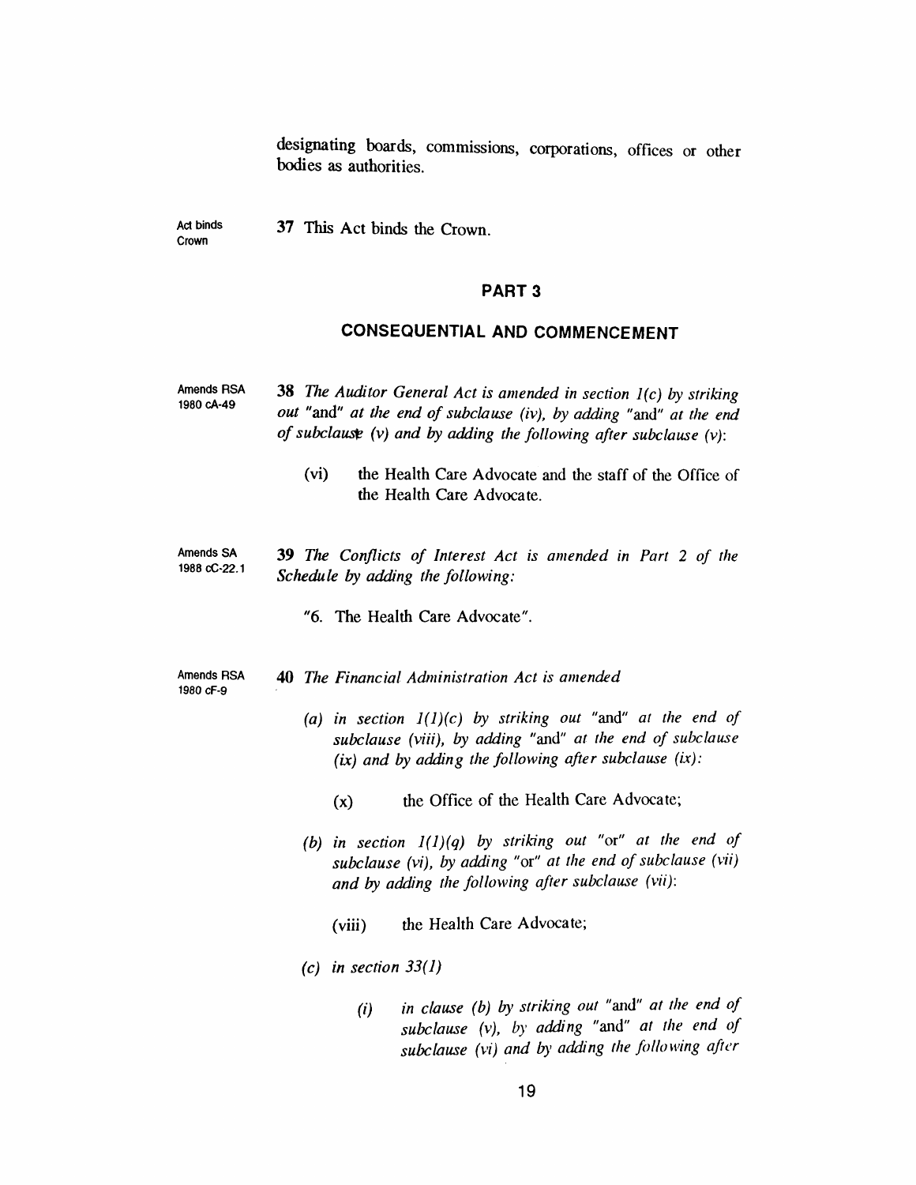designating boards, commissions, corporations, offices or other bodies as authorities.

Act binds Crown

**37** This Act binds the Crown.

## PART 3

## CONSEQUENTIAL AND COMMENCEMENT

Amends RSA 1980 cA-49

**38** *The Auditor General Act is amended in section 1(c) by striking out* "and" *at the end of subclause (iv), by adding* "and" *at the end of subclause (v) and by adding the following after subclause (v):*

(vi) the Health Care Advocate and the staff of the Office of the Health Care Advocate.

Amends SA 1988 cC-22.1

**39** *The Conflicts of Interest Act is amended in Part 2 of the Schedule by adding the following:*

"6. The Health Care Advocate".

Amends RSA 1980 cF-9

**40** *The Financial Administration Act is amended*

*(a) in section 1(1)(c) by striking out* "and" *at the end of subclause (viii), by adding* "and" *at the end of subclause (ix) and by adding the following after subclause (ix):*

(x) the Office of the Health Care Advocate;

*(b) in section 1(1)(q) by striking out* "or" *at the end of subclause (vi), by adding* "or" *at the end of subclause (vii) and by adding the following after subclause (vii):*

(viii) the Health Care Advocate;

*(c) in section 33(1)*

*(i) in clause (b) by striking out* "and" *at the end of subclause (v), by adding* "and" *at the end of subclause (vi) and by adding the following after*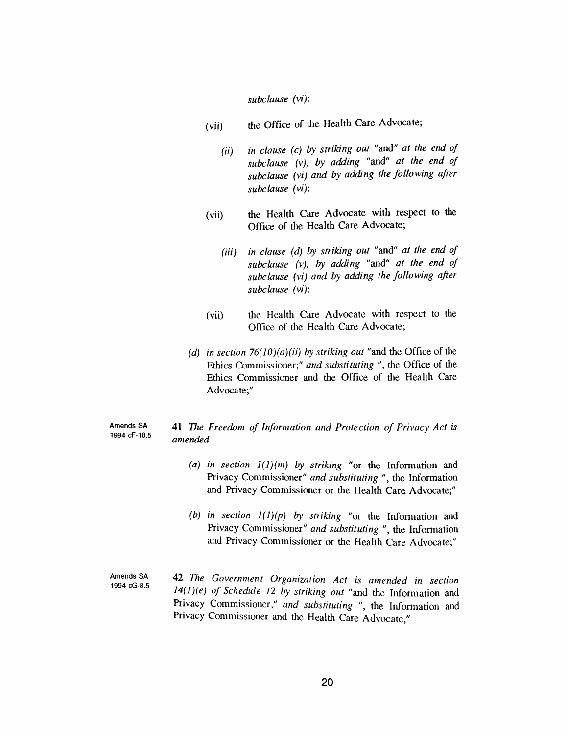*subclause (vi)*:

(vii) the Office of the Health Care Advocate;

*(ii) in clause (c) by striking out* "and" *at the end of subclause (v), by adding* "and" *at the end of subclause (vi) and by adding the following after subclause (vi)*:

(vii) the Health Care Advocate with respect to the Office of the Health Care Advocate;

*(iii) in clause (d) by striking out* "and" *at the end of subclause (v), by adding* "and" *at the end of subclause (vi) and by adding the following after subclause (vi)*:

(vii) the Health Care Advocate with respect to the Office of the Health Care Advocate;

*(d) in section 76(10)(a)(ii) by striking out* "and the Office of the Ethics Commissioner;" *and substituting* ", the Office of the Ethics Commissioner and the Office of the Health Care Advocate;"

Amends SA 1994 cF-18.5

**41** *The Freedom of Information and Protection of Privacy Act is amended*

*(a) in section 1(1)(m) by striking* "or the Information and Privacy Commissioner" *and substituting* ", the Information and Privacy Commissioner or the Health Care Advocate;"

*(b) in section 1(1)(p) by striking* "or the Information and Privacy Commissioner" *and substituting* ", the Information and Privacy Commissioner or the Health Care Advocate;"

Amends SA 1994 cG-8.5

**42** *The Government Organization Act is amended in section 14(1)(e) of Schedule 12 by striking out* "and the Information and Privacy Commissioner," *and substituting* ", the Information and Privacy Commissioner and the Health Care Advocate,"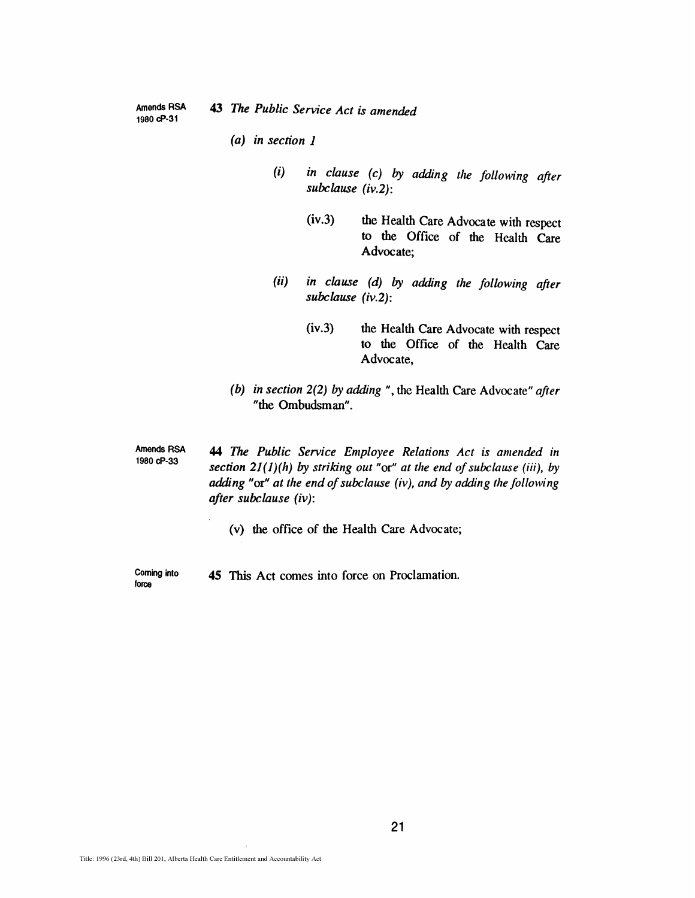Amends RSA 1980 cP-31

**43** *The Public Service Act is amended*

*(a) in section 1*

*(i) in clause (c) by adding the following after subclause (iv.2):*

(iv.3) the Health Care Advocate with respect to the Office of the Health Care Advocate;

*(ii) in clause (d) by adding the following after subclause (iv.2):*

(iv.3) the Health Care Advocate with respect to the Office of the Health Care Advocate,

*(b) in section 2(2) by adding "*, the Health Care Advocate*" after* "the Ombudsman".

Amends RSA 1980 cP-33

**44** *The Public Service Employee Relations Act is amended in section 21(1)(h) by striking out* "or" *at the end of subclause (iii), by adding* "or" *at the end of subclause (iv), and by adding the following after subclause (iv):*

(v) the office of the Health Care Advocate;

Coming into force

**45** This Act comes into force on Proclamation.